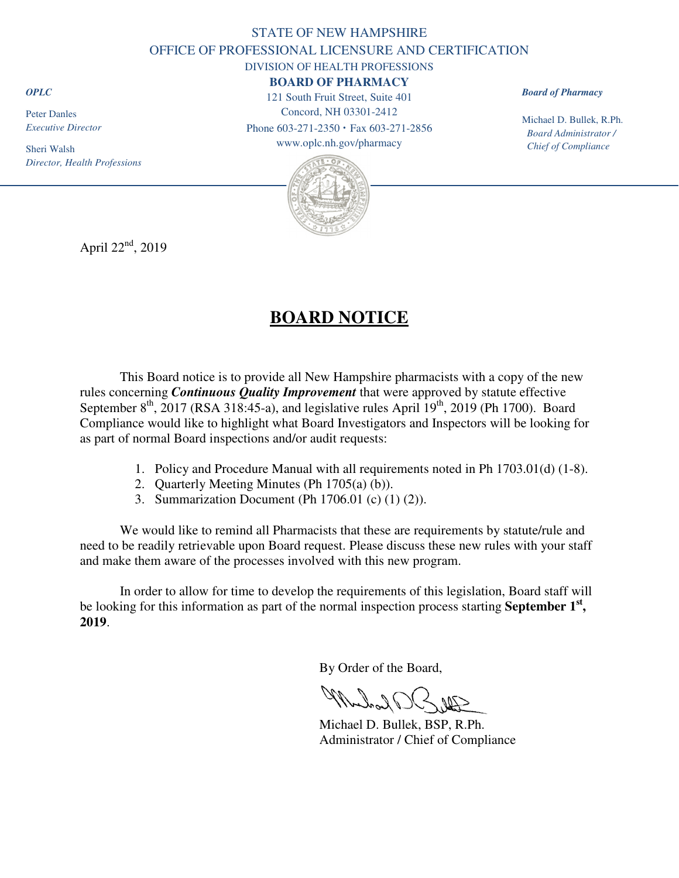STATE OF NEW HAMPSHIRE
OFFICE OF PROFESSIONAL LICENSURE AND CERTIFICATION
DIVISION OF HEALTH PROFESSIONS

**BOARD OF PHARMACY**
121 South Fruit Street, Suite 401
Concord, NH 03301-2412
Phone 603-271-2350 • Fax 603-271-2856
www.oplc.nh.gov/pharmacy

***OPLC***

Peter Danles
*Executive Director*

Sheri Walsh
*Director, Health Professions*

***Board of Pharmacy***

Michael D. Bullek, R.Ph.
*Board Administrator / Chief of Compliance*

April 22nd, 2019

# BOARD NOTICE

This Board notice is to provide all New Hampshire pharmacists with a copy of the new rules concerning ***Continuous Quality Improvement*** that were approved by statute effective September 8th, 2017 (RSA 318:45-a), and legislative rules April 19th, 2019 (Ph 1700). Board Compliance would like to highlight what Board Investigators and Inspectors will be looking for as part of normal Board inspections and/or audit requests:

1. Policy and Procedure Manual with all requirements noted in Ph 1703.01(d) (1-8).
2. Quarterly Meeting Minutes (Ph 1705(a) (b)).
3. Summarization Document (Ph 1706.01 (c) (1) (2)).

We would like to remind all Pharmacists that these are requirements by statute/rule and need to be readily retrievable upon Board request. Please discuss these new rules with your staff and make them aware of the processes involved with this new program.

In order to allow for time to develop the requirements of this legislation, Board staff will be looking for this information as part of the normal inspection process starting **September 1st, 2019**.

By Order of the Board,

Michael D. Bullek, BSP, R.Ph.
Administrator / Chief of Compliance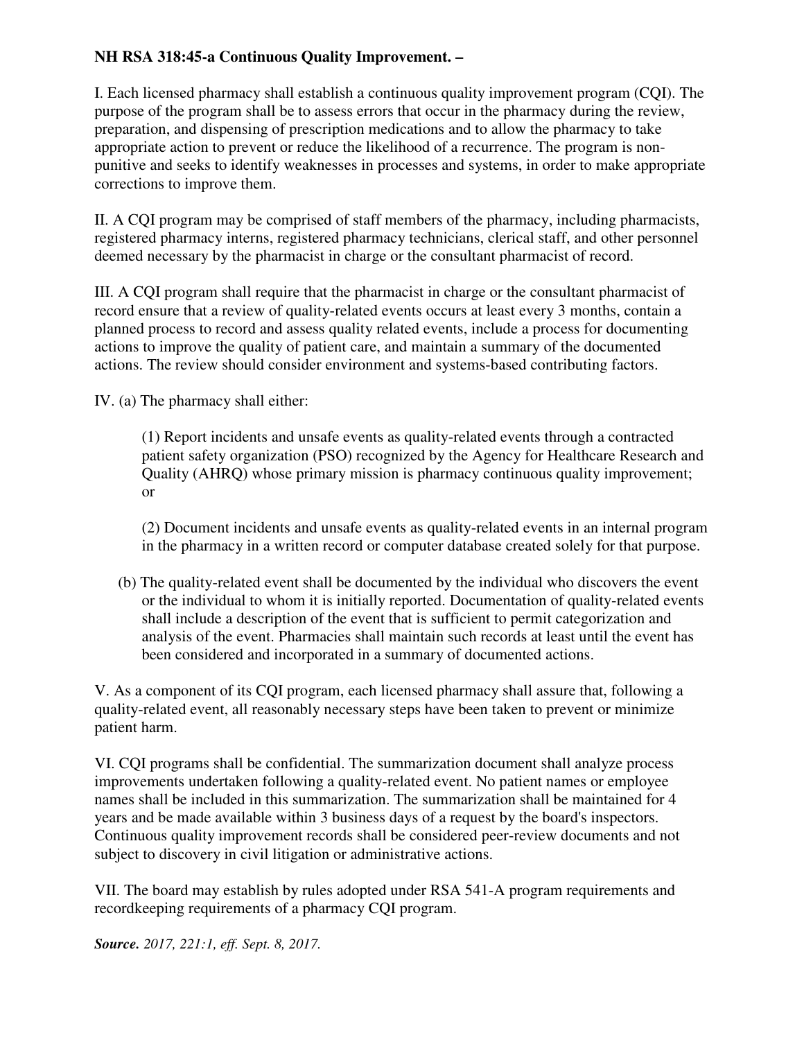**NH RSA 318:45-a Continuous Quality Improvement. –**

I. Each licensed pharmacy shall establish a continuous quality improvement program (CQI). The purpose of the program shall be to assess errors that occur in the pharmacy during the review, preparation, and dispensing of prescription medications and to allow the pharmacy to take appropriate action to prevent or reduce the likelihood of a recurrence. The program is non-punitive and seeks to identify weaknesses in processes and systems, in order to make appropriate corrections to improve them.

II. A CQI program may be comprised of staff members of the pharmacy, including pharmacists, registered pharmacy interns, registered pharmacy technicians, clerical staff, and other personnel deemed necessary by the pharmacist in charge or the consultant pharmacist of record.

III. A CQI program shall require that the pharmacist in charge or the consultant pharmacist of record ensure that a review of quality-related events occurs at least every 3 months, contain a planned process to record and assess quality related events, include a process for documenting actions to improve the quality of patient care, and maintain a summary of the documented actions. The review should consider environment and systems-based contributing factors.

IV. (a) The pharmacy shall either:

> (1) Report incidents and unsafe events as quality-related events through a contracted patient safety organization (PSO) recognized by the Agency for Healthcare Research and Quality (AHRQ) whose primary mission is pharmacy continuous quality improvement; or
>
> (2) Document incidents and unsafe events as quality-related events in an internal program in the pharmacy in a written record or computer database created solely for that purpose.

(b) The quality-related event shall be documented by the individual who discovers the event or the individual to whom it is initially reported. Documentation of quality-related events shall include a description of the event that is sufficient to permit categorization and analysis of the event. Pharmacies shall maintain such records at least until the event has been considered and incorporated in a summary of documented actions.

V. As a component of its CQI program, each licensed pharmacy shall assure that, following a quality-related event, all reasonably necessary steps have been taken to prevent or minimize patient harm.

VI. CQI programs shall be confidential. The summarization document shall analyze process improvements undertaken following a quality-related event. No patient names or employee names shall be included in this summarization. The summarization shall be maintained for 4 years and be made available within 3 business days of a request by the board's inspectors. Continuous quality improvement records shall be considered peer-review documents and not subject to discovery in civil litigation or administrative actions.

VII. The board may establish by rules adopted under RSA 541-A program requirements and recordkeeping requirements of a pharmacy CQI program.

***Source.*** *2017, 221:1, eff. Sept. 8, 2017.*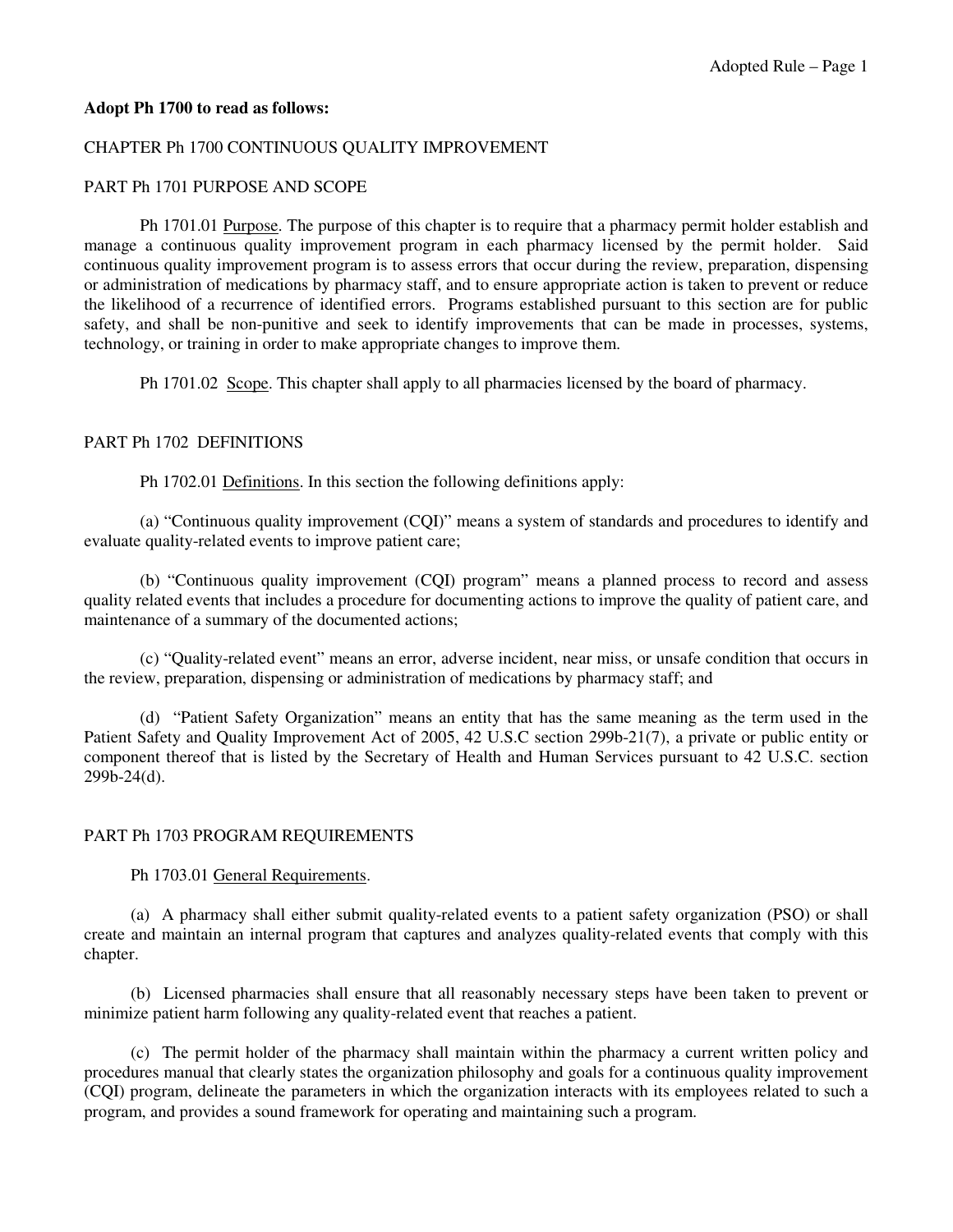**Adopt Ph 1700 to read as follows:**

CHAPTER Ph 1700 CONTINUOUS QUALITY IMPROVEMENT

PART Ph 1701 PURPOSE AND SCOPE

Ph 1701.01 Purpose. The purpose of this chapter is to require that a pharmacy permit holder establish and manage a continuous quality improvement program in each pharmacy licensed by the permit holder. Said continuous quality improvement program is to assess errors that occur during the review, preparation, dispensing or administration of medications by pharmacy staff, and to ensure appropriate action is taken to prevent or reduce the likelihood of a recurrence of identified errors. Programs established pursuant to this section are for public safety, and shall be non-punitive and seek to identify improvements that can be made in processes, systems, technology, or training in order to make appropriate changes to improve them.

Ph 1701.02 Scope. This chapter shall apply to all pharmacies licensed by the board of pharmacy.

PART Ph 1702 DEFINITIONS

Ph 1702.01 Definitions. In this section the following definitions apply:

(a) "Continuous quality improvement (CQI)" means a system of standards and procedures to identify and evaluate quality-related events to improve patient care;

(b) "Continuous quality improvement (CQI) program" means a planned process to record and assess quality related events that includes a procedure for documenting actions to improve the quality of patient care, and maintenance of a summary of the documented actions;

(c) "Quality-related event" means an error, adverse incident, near miss, or unsafe condition that occurs in the review, preparation, dispensing or administration of medications by pharmacy staff; and

(d) "Patient Safety Organization" means an entity that has the same meaning as the term used in the Patient Safety and Quality Improvement Act of 2005, 42 U.S.C section 299b-21(7), a private or public entity or component thereof that is listed by the Secretary of Health and Human Services pursuant to 42 U.S.C. section 299b-24(d).

PART Ph 1703 PROGRAM REQUIREMENTS

Ph 1703.01 General Requirements.

(a) A pharmacy shall either submit quality-related events to a patient safety organization (PSO) or shall create and maintain an internal program that captures and analyzes quality-related events that comply with this chapter.

(b) Licensed pharmacies shall ensure that all reasonably necessary steps have been taken to prevent or minimize patient harm following any quality-related event that reaches a patient.

(c) The permit holder of the pharmacy shall maintain within the pharmacy a current written policy and procedures manual that clearly states the organization philosophy and goals for a continuous quality improvement (CQI) program, delineate the parameters in which the organization interacts with its employees related to such a program, and provides a sound framework for operating and maintaining such a program.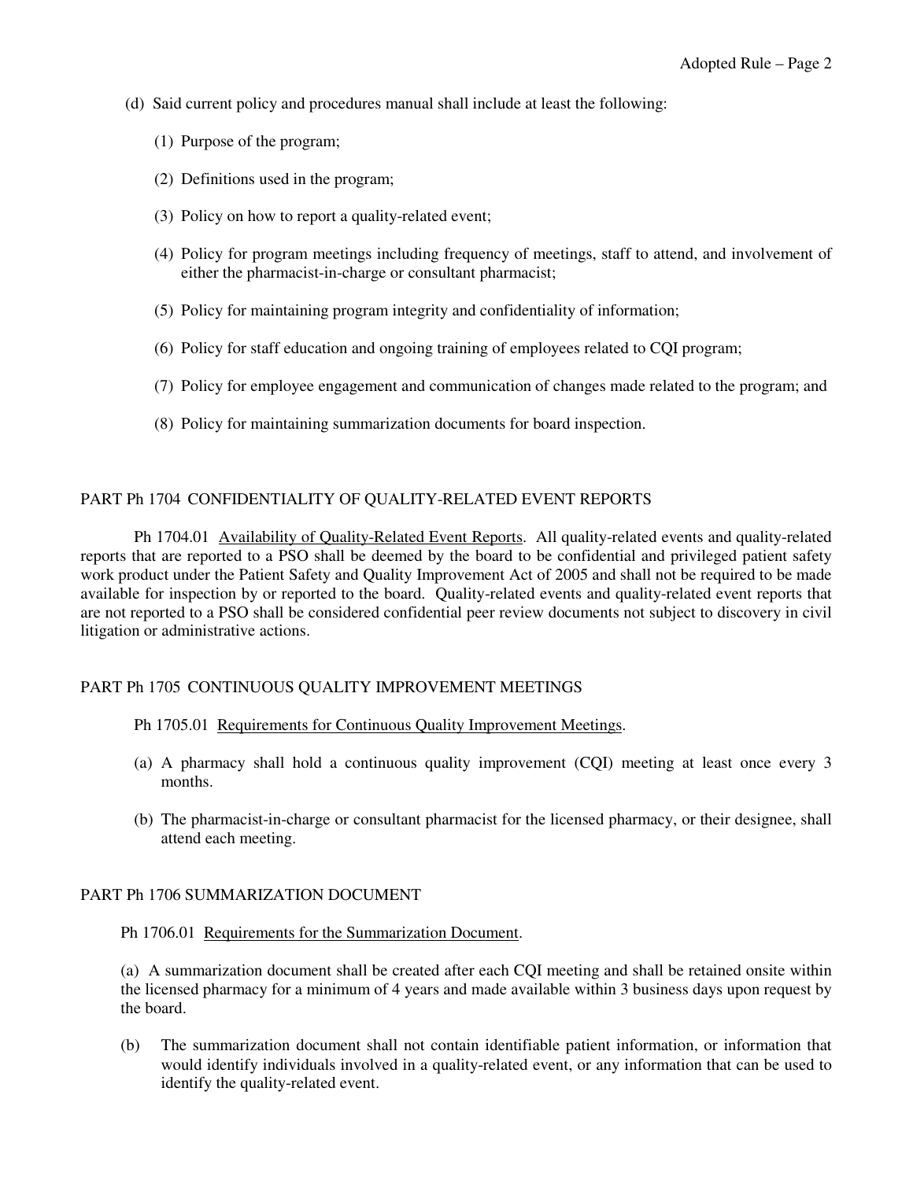(d) Said current policy and procedures manual shall include at least the following:

(1) Purpose of the program;

(2) Definitions used in the program;

(3) Policy on how to report a quality-related event;

(4) Policy for program meetings including frequency of meetings, staff to attend, and involvement of either the pharmacist-in-charge or consultant pharmacist;

(5) Policy for maintaining program integrity and confidentiality of information;

(6) Policy for staff education and ongoing training of employees related to CQI program;

(7) Policy for employee engagement and communication of changes made related to the program; and

(8) Policy for maintaining summarization documents for board inspection.

## PART Ph 1704 CONFIDENTIALITY OF QUALITY-RELATED EVENT REPORTS

Ph 1704.01 Availability of Quality-Related Event Reports. All quality-related events and quality-related reports that are reported to a PSO shall be deemed by the board to be confidential and privileged patient safety work product under the Patient Safety and Quality Improvement Act of 2005 and shall not be required to be made available for inspection by or reported to the board. Quality-related events and quality-related event reports that are not reported to a PSO shall be considered confidential peer review documents not subject to discovery in civil litigation or administrative actions.

## PART Ph 1705 CONTINUOUS QUALITY IMPROVEMENT MEETINGS

Ph 1705.01 Requirements for Continuous Quality Improvement Meetings.

(a) A pharmacy shall hold a continuous quality improvement (CQI) meeting at least once every 3 months.

(b) The pharmacist-in-charge or consultant pharmacist for the licensed pharmacy, or their designee, shall attend each meeting.

## PART Ph 1706 SUMMARIZATION DOCUMENT

Ph 1706.01 Requirements for the Summarization Document.

(a) A summarization document shall be created after each CQI meeting and shall be retained onsite within the licensed pharmacy for a minimum of 4 years and made available within 3 business days upon request by the board.

(b) The summarization document shall not contain identifiable patient information, or information that would identify individuals involved in a quality-related event, or any information that can be used to identify the quality-related event.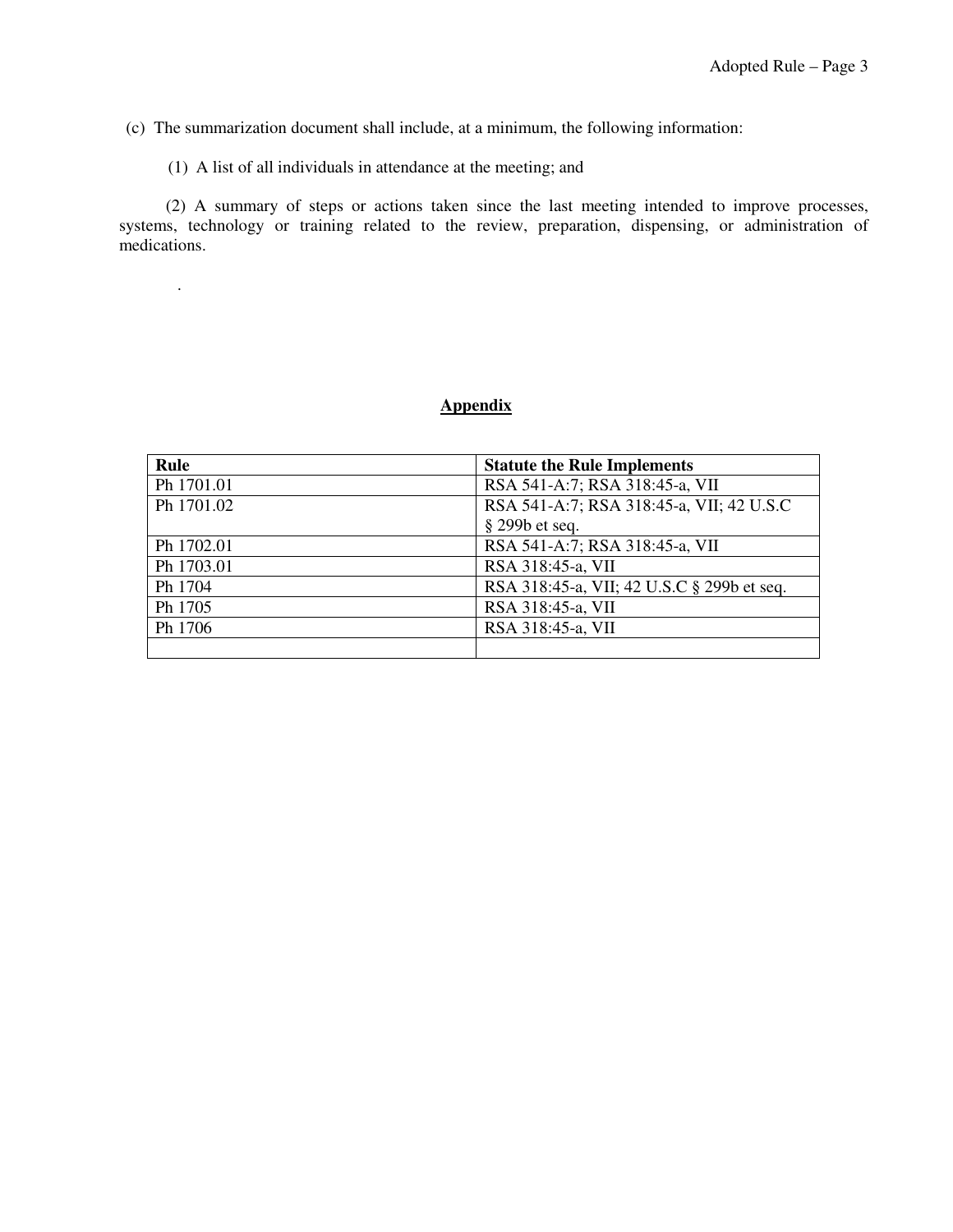(c) The summarization document shall include, at a minimum, the following information:

(1) A list of all individuals in attendance at the meeting; and

(2) A summary of steps or actions taken since the last meeting intended to improve processes, systems, technology or training related to the review, preparation, dispensing, or administration of medications.

.

**Appendix**

| Rule | Statute the Rule Implements |
|---|---|
| Ph 1701.01 | RSA 541-A:7; RSA 318:45-a, VII |
| Ph 1701.02 | RSA 541-A:7; RSA 318:45-a, VII; 42 U.S.C § 299b et seq. |
| Ph 1702.01 | RSA 541-A:7; RSA 318:45-a, VII |
| Ph 1703.01 | RSA 318:45-a, VII |
| Ph 1704 | RSA 318:45-a, VII; 42 U.S.C § 299b et seq. |
| Ph 1705 | RSA 318:45-a, VII |
| Ph 1706 | RSA 318:45-a, VII |
| | |